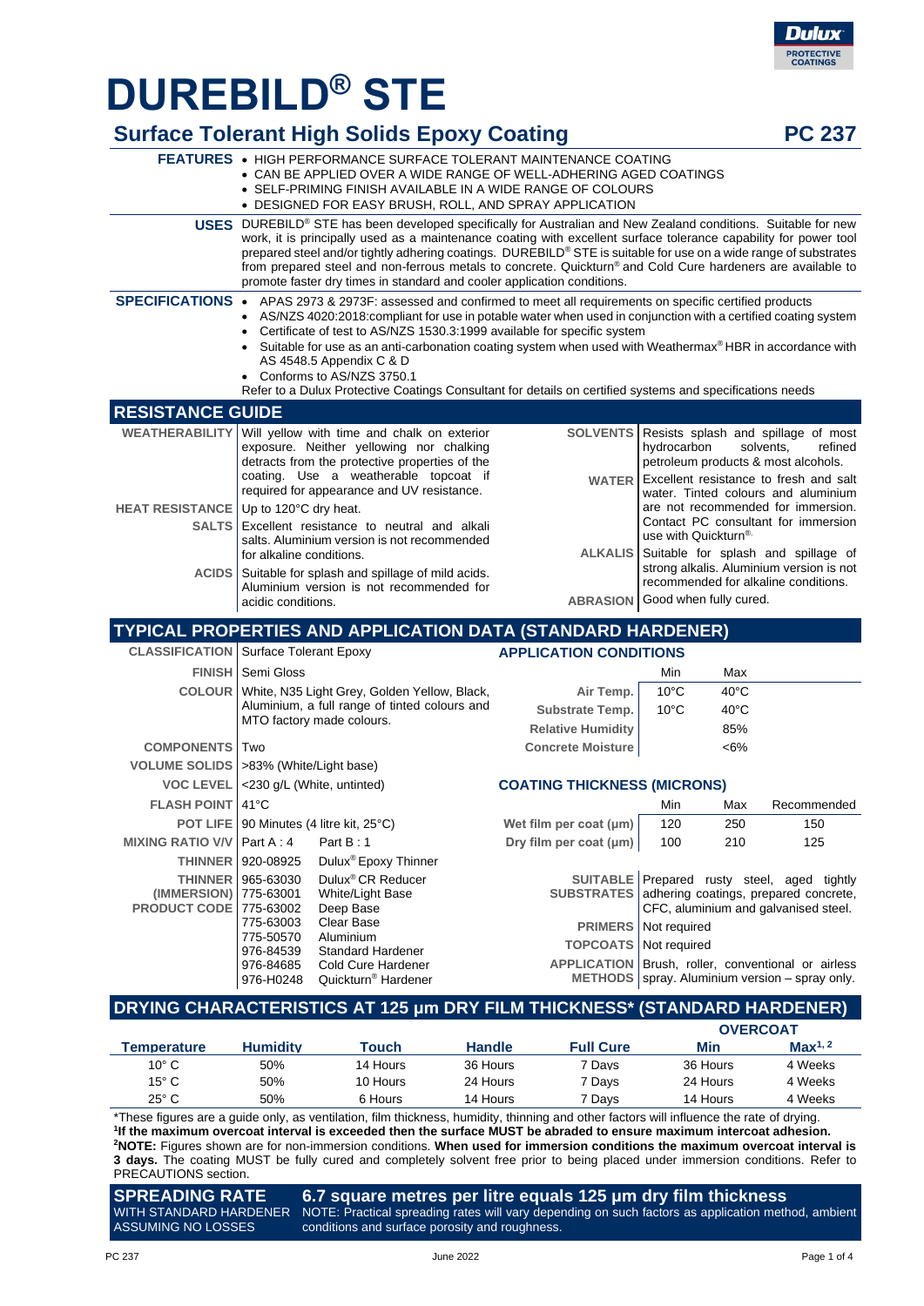# DUREBILD® STE

## Surface Tolerant High Solids Epoxy Coating — PC 237

**FEATURES**

- HIGH PERFORMANCE SURFACE TOLERANT MAINTENANCE COATING
- CAN BE APPLIED OVER A WIDE RANGE OF WELL-ADHERING AGED COATINGS
- SELF-PRIMING FINISH AVAILABLE IN A WIDE RANGE OF COLOURS
- DESIGNED FOR EASY BRUSH, ROLL, AND SPRAY APPLICATION

**USES** DUREBILD® STE has been developed specifically for Australian and New Zealand conditions. Suitable for new work, it is principally used as a maintenance coating with excellent surface tolerance capability for power tool prepared steel and/or tightly adhering coatings. DUREBILD® STE is suitable for use on a wide range of substrates from prepared steel and non-ferrous metals to concrete. Quickturn® and Cold Cure hardeners are available to promote faster dry times in standard and cooler application conditions.

**SPECIFICATIONS**

- APAS 2973 & 2973F: assessed and confirmed to meet all requirements on specific certified products
- AS/NZS 4020:2018:compliant for use in potable water when used in conjunction with a certified coating system
- Certificate of test to AS/NZS 1530.3:1999 available for specific system
- Suitable for use as an anti-carbonation coating system when used with Weathermax® HBR in accordance with AS 4548.5 Appendix C & D
- Conforms to AS/NZS 3750.1

Refer to a Dulux Protective Coatings Consultant for details on certified systems and specifications needs

## RESISTANCE GUIDE

**WEATHERABILITY** Will yellow with time and chalk on exterior exposure. Neither yellowing nor chalking detracts from the protective properties of the coating. Use a weatherable topcoat if required for appearance and UV resistance.

**HEAT RESISTANCE** Up to 120°C dry heat.

**SALTS** Excellent resistance to neutral and alkali salts. Aluminium version is not recommended for alkaline conditions.

**ACIDS** Suitable for splash and spillage of mild acids. Aluminium version is not recommended for acidic conditions.

**SOLVENTS** Resists splash and spillage of most hydrocarbon solvents, refined petroleum products & most alcohols.

**WATER** Excellent resistance to fresh and salt water. Tinted colours and aluminium are not recommended for immersion. Contact PC consultant for immersion use with Quickturn®.

**ALKALIS** Suitable for splash and spillage of strong alkalis. Aluminium version is not recommended for alkaline conditions.

**ABRASION** Good when fully cured.

## TYPICAL PROPERTIES AND APPLICATION DATA (STANDARD HARDENER)

| Property | Value | |
|---|---|---|
| CLASSIFICATION | Surface Tolerant Epoxy | |
| FINISH | Semi Gloss | |
| COLOUR | White, N35 Light Grey, Golden Yellow, Black, Aluminium, a full range of tinted colours and MTO factory made colours. | |
| COMPONENTS | Two | |
| VOLUME SOLIDS | >83% (White/Light base) | |
| VOC LEVEL | <230 g/L (White, untinted) | |
| FLASH POINT | 41°C | |
| POT LIFE | 90 Minutes (4 litre kit, 25°C) | |
| MIXING RATIO V/V | Part A : 4 | Part B : 1 |
| THINNER | 920-08925 | Dulux® Epoxy Thinner |
| THINNER (IMMERSION) | 965-63030 | Dulux® CR Reducer |
| PRODUCT CODE | 775-63001 | White/Light Base |
| | 775-63002 | Deep Base |
| | 775-63003 | Clear Base |
| | 775-50570 | Aluminium |
| | 976-84539 | Standard Hardener |
| | 976-84685 | Cold Cure Hardener |
| | 976-H0248 | Quickturn® Hardener |

### APPLICATION CONDITIONS

| | Min | Max |
|---|---|---|
| Air Temp. | 10°C | 40°C |
| Substrate Temp. | 10°C | 40°C |
| Relative Humidity | | 85% |
| Concrete Moisture | | <6% |

### COATING THICKNESS (MICRONS)

| | Min | Max | Recommended |
|---|---|---|---|
| Wet film per coat (µm) | 120 | 250 | 150 |
| Dry film per coat (µm) | 100 | 210 | 125 |

**SUITABLE SUBSTRATES** Prepared rusty steel, aged tightly adhering coatings, prepared concrete, CFC, aluminium and galvanised steel.

**PRIMERS** Not required

**TOPCOATS** Not required

**APPLICATION METHODS** Brush, roller, conventional or airless spray. Aluminium version – spray only.

## DRYING CHARACTERISTICS AT 125 µm DRY FILM THICKNESS* (STANDARD HARDENER)

| Temperature | Humidity | Touch | Handle | Full Cure | Overcoat Min | Overcoat Max[1, 2] |
|---|---|---|---|---|---|---|
| 10° C | 50% | 14 Hours | 36 Hours | 7 Days | 36 Hours | 4 Weeks |
| 15° C | 50% | 10 Hours | 24 Hours | 7 Days | 24 Hours | 4 Weeks |
| 25° C | 50% | 6 Hours | 14 Hours | 7 Days | 14 Hours | 4 Weeks |

*These figures are a guide only, as ventilation, film thickness, humidity, thinning and other factors will influence the rate of drying.

[1]**If the maximum overcoat interval is exceeded then the surface MUST be abraded to ensure maximum intercoat adhesion.**

[2]**NOTE:** Figures shown are for non-immersion conditions. **When used for immersion conditions the maximum overcoat interval is 3 days.** The coating MUST be fully cured and completely solvent free prior to being placed under immersion conditions. Refer to PRECAUTIONS section.

## SPREADING RATE

WITH STANDARD HARDENER ASSUMING NO LOSSES

**6.7 square metres per litre equals 125 µm dry film thickness**

NOTE: Practical spreading rates will vary depending on such factors as application method, ambient conditions and surface porosity and roughness.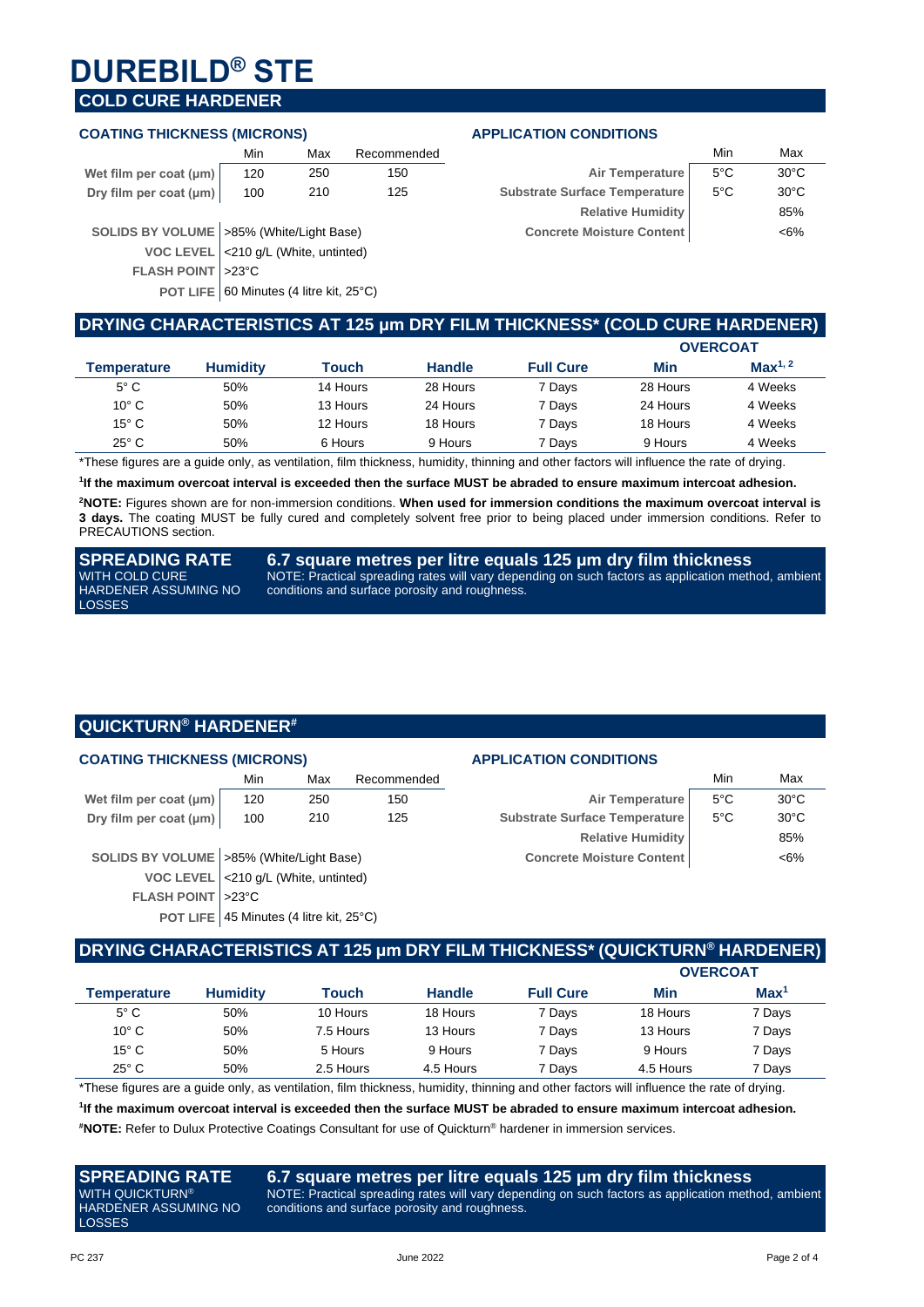# DUREBILD® STE

## COLD CURE HARDENER

### COATING THICKNESS (MICRONS)

| | Min | Max | Recommended |
|---|---|---|---|
| Wet film per coat (µm) | 120 | 250 | 150 |
| Dry film per coat (µm) | 100 | 210 | 125 |

| | |
|---|---|
| SOLIDS BY VOLUME | >85% (White/Light Base) |
| VOC LEVEL | <210 g/L (White, untinted) |
| FLASH POINT | >23°C |
| POT LIFE | 60 Minutes (4 litre kit, 25°C) |

### APPLICATION CONDITIONS

| | Min | Max |
|---|---|---|
| Air Temperature | 5°C | 30°C |
| Substrate Surface Temperature | 5°C | 30°C |
| Relative Humidity | | 85% |
| Concrete Moisture Content | | <6% |

## DRYING CHARACTERISTICS AT 125 µm DRY FILM THICKNESS* (COLD CURE HARDENER)

| | | | | | OVERCOAT | |
|---|---|---|---|---|---|---|
| Temperature | Humidity | Touch | Handle | Full Cure | Min | Max[1, 2] |
| 5° C | 50% | 14 Hours | 28 Hours | 7 Days | 28 Hours | 4 Weeks |
| 10° C | 50% | 13 Hours | 24 Hours | 7 Days | 24 Hours | 4 Weeks |
| 15° C | 50% | 12 Hours | 18 Hours | 7 Days | 18 Hours | 4 Weeks |
| 25° C | 50% | 6 Hours | 9 Hours | 7 Days | 9 Hours | 4 Weeks |

*These figures are a guide only, as ventilation, film thickness, humidity, thinning and other factors will influence the rate of drying.

**[1]If the maximum overcoat interval is exceeded then the surface MUST be abraded to ensure maximum intercoat adhesion.**

**[2]NOTE:** Figures shown are for non-immersion conditions. **When used for immersion conditions the maximum overcoat interval is 3 days.** The coating MUST be fully cured and completely solvent free prior to being placed under immersion conditions. Refer to PRECAUTIONS section.

**SPREADING RATE** WITH COLD CURE HARDENER ASSUMING NO LOSSES

**6.7 square metres per litre equals 125 µm dry film thickness**

NOTE: Practical spreading rates will vary depending on such factors as application method, ambient conditions and surface porosity and roughness.

## QUICKTURN® HARDENER#

### COATING THICKNESS (MICRONS)

| | Min | Max | Recommended |
|---|---|---|---|
| Wet film per coat (µm) | 120 | 250 | 150 |
| Dry film per coat (µm) | 100 | 210 | 125 |

| | |
|---|---|
| SOLIDS BY VOLUME | >85% (White/Light Base) |
| VOC LEVEL | <210 g/L (White, untinted) |
| FLASH POINT | >23°C |
| POT LIFE | 45 Minutes (4 litre kit, 25°C) |

### APPLICATION CONDITIONS

| | Min | Max |
|---|---|---|
| Air Temperature | 5°C | 30°C |
| Substrate Surface Temperature | 5°C | 30°C |
| Relative Humidity | | 85% |
| Concrete Moisture Content | | <6% |

## DRYING CHARACTERISTICS AT 125 µm DRY FILM THICKNESS* (QUICKTURN® HARDENER)

| | | | | | OVERCOAT | |
|---|---|---|---|---|---|---|
| Temperature | Humidity | Touch | Handle | Full Cure | Min | Max[1] |
| 5° C | 50% | 10 Hours | 18 Hours | 7 Days | 18 Hours | 7 Days |
| 10° C | 50% | 7.5 Hours | 13 Hours | 7 Days | 13 Hours | 7 Days |
| 15° C | 50% | 5 Hours | 9 Hours | 7 Days | 9 Hours | 7 Days |
| 25° C | 50% | 2.5 Hours | 4.5 Hours | 7 Days | 4.5 Hours | 7 Days |

*These figures are a guide only, as ventilation, film thickness, humidity, thinning and other factors will influence the rate of drying.

**[1]If the maximum overcoat interval is exceeded then the surface MUST be abraded to ensure maximum intercoat adhesion.**

**#NOTE:** Refer to Dulux Protective Coatings Consultant for use of Quickturn® hardener in immersion services.

**SPREADING RATE** WITH QUICKTURN® HARDENER ASSUMING NO LOSSES

**6.7 square metres per litre equals 125 µm dry film thickness**

NOTE: Practical spreading rates will vary depending on such factors as application method, ambient conditions and surface porosity and roughness.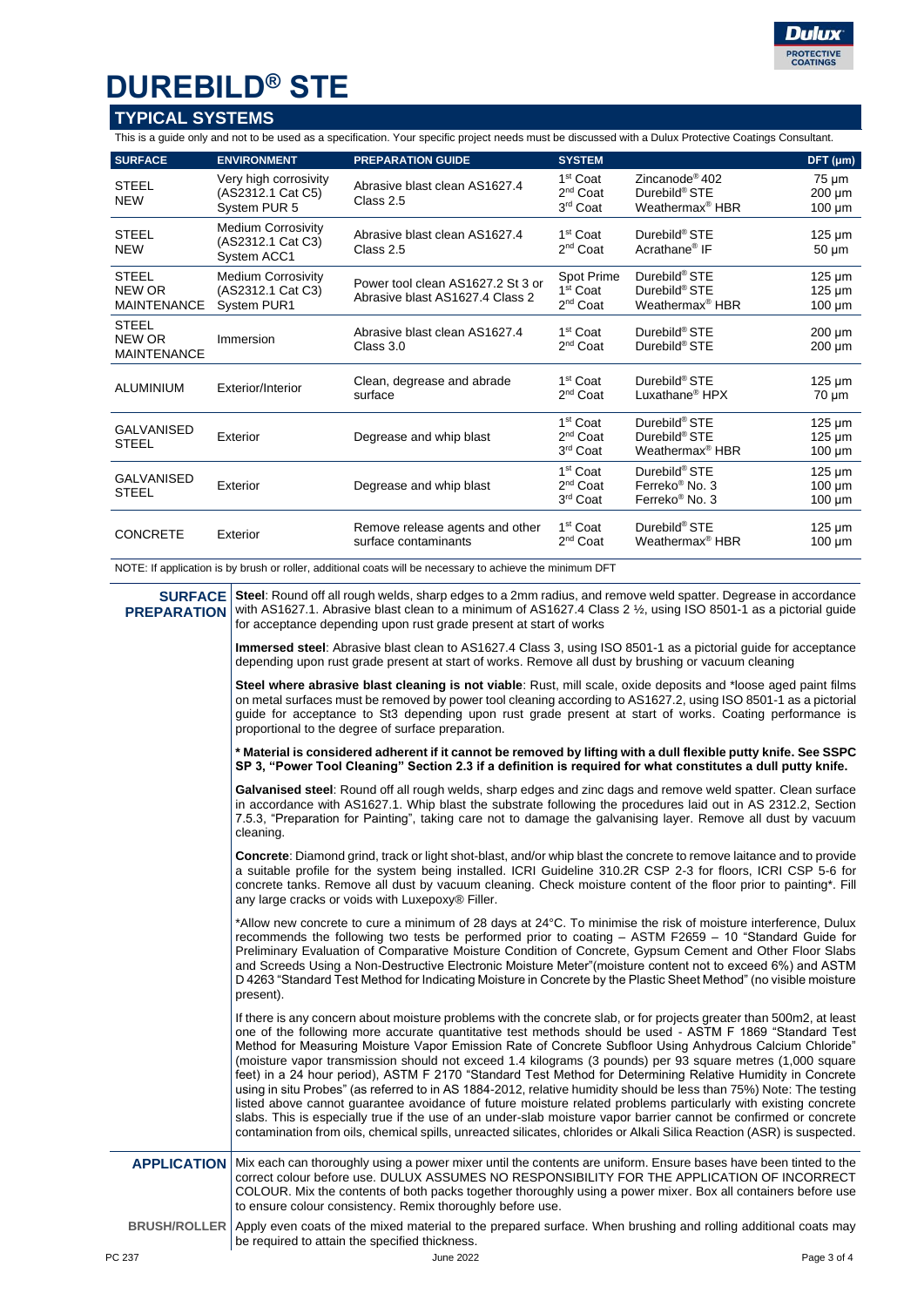# DUREBILD® STE

## TYPICAL SYSTEMS

This is a guide only and not to be used as a specification. Your specific project needs must be discussed with a Dulux Protective Coatings Consultant.

| SURFACE | ENVIRONMENT | PREPARATION GUIDE | SYSTEM | | DFT (µm) |
|---|---|---|---|---|---|
| STEEL NEW | Very high corrosivity (AS2312.1 Cat C5) System PUR 5 | Abrasive blast clean AS1627.4 Class 2.5 | 1st Coat<br>2nd Coat<br>3rd Coat | Zincanode® 402<br>Durebild® STE<br>Weathermax® HBR | 75 µm<br>200 µm<br>100 µm |
| STEEL NEW | Medium Corrosivity (AS2312.1 Cat C3) System ACC1 | Abrasive blast clean AS1627.4 Class 2.5 | 1st Coat<br>2nd Coat | Durebild® STE<br>Acrathane® IF | 125 µm<br>50 µm |
| STEEL NEW OR MAINTENANCE | Medium Corrosivity (AS2312.1 Cat C3) System PUR1 | Power tool clean AS1627.2 St 3 or Abrasive blast AS1627.4 Class 2 | Spot Prime<br>1st Coat<br>2nd Coat | Durebild® STE<br>Durebild® STE<br>Weathermax® HBR | 125 µm<br>125 µm<br>100 µm |
| STEEL NEW OR MAINTENANCE | Immersion | Abrasive blast clean AS1627.4 Class 3.0 | 1st Coat<br>2nd Coat | Durebild® STE<br>Durebild® STE | 200 µm<br>200 µm |
| ALUMINIUM | Exterior/Interior | Clean, degrease and abrade surface | 1st Coat<br>2nd Coat | Durebild® STE<br>Luxathane® HPX | 125 µm<br>70 µm |
| GALVANISED STEEL | Exterior | Degrease and whip blast | 1st Coat<br>2nd Coat<br>3rd Coat | Durebild® STE<br>Durebild® STE<br>Weathermax® HBR | 125 µm<br>125 µm<br>100 µm |
| GALVANISED STEEL | Exterior | Degrease and whip blast | 1st Coat<br>2nd Coat<br>3rd Coat | Durebild® STE<br>Ferreko® No. 3<br>Ferreko® No. 3 | 125 µm<br>100 µm<br>100 µm |
| CONCRETE | Exterior | Remove release agents and other surface contaminants | 1st Coat<br>2nd Coat | Durebild® STE<br>Weathermax® HBR | 125 µm<br>100 µm |

NOTE: If application is by brush or roller, additional coats will be necessary to achieve the minimum DFT

## SURFACE PREPARATION

**Steel**: Round off all rough welds, sharp edges to a 2mm radius, and remove weld spatter. Degrease in accordance with AS1627.1. Abrasive blast clean to a minimum of AS1627.4 Class 2 ½, using ISO 8501-1 as a pictorial guide for acceptance depending upon rust grade present at start of works

**Immersed steel**: Abrasive blast clean to AS1627.4 Class 3, using ISO 8501-1 as a pictorial guide for acceptance depending upon rust grade present at start of works. Remove all dust by brushing or vacuum cleaning

**Steel where abrasive blast cleaning is not viable**: Rust, mill scale, oxide deposits and *loose aged paint films on metal surfaces must be removed by power tool cleaning according to AS1627.2, using ISO 8501-1 as a pictorial guide for acceptance to St3 depending upon rust grade present at start of works. Coating performance is proportional to the degree of surface preparation.

**\* Material is considered adherent if it cannot be removed by lifting with a dull flexible putty knife. See SSPC SP 3, "Power Tool Cleaning" Section 2.3 if a definition is required for what constitutes a dull putty knife.**

**Galvanised steel**: Round off all rough welds, sharp edges and zinc dags and remove weld spatter. Clean surface in accordance with AS1627.1. Whip blast the substrate following the procedures laid out in AS 2312.2, Section 7.5.3, "Preparation for Painting", taking care not to damage the galvanising layer. Remove all dust by vacuum cleaning.

**Concrete**: Diamond grind, track or light shot-blast, and/or whip blast the concrete to remove laitance and to provide a suitable profile for the system being installed. ICRI Guideline 310.2R CSP 2-3 for floors, ICRI CSP 5-6 for concrete tanks. Remove all dust by vacuum cleaning. Check moisture content of the floor prior to painting*. Fill any large cracks or voids with Luxepoxy® Filler.

*Allow new concrete to cure a minimum of 28 days at 24°C. To minimise the risk of moisture interference, Dulux recommends the following two tests be performed prior to coating – ASTM F2659 – 10 "Standard Guide for Preliminary Evaluation of Comparative Moisture Condition of Concrete, Gypsum Cement and Other Floor Slabs and Screeds Using a Non-Destructive Electronic Moisture Meter"(moisture content not to exceed 6%) and ASTM D 4263 "Standard Test Method for Indicating Moisture in Concrete by the Plastic Sheet Method" (no visible moisture present).

If there is any concern about moisture problems with the concrete slab, or for projects greater than 500m2, at least one of the following more accurate quantitative test methods should be used - ASTM F 1869 "Standard Test Method for Measuring Moisture Vapor Emission Rate of Concrete Subfloor Using Anhydrous Calcium Chloride" (moisture vapor transmission should not exceed 1.4 kilograms (3 pounds) per 93 square metres (1,000 square feet) in a 24 hour period), ASTM F 2170 "Standard Test Method for Determining Relative Humidity in Concrete using in situ Probes" (as referred to in AS 1884-2012, relative humidity should be less than 75%) Note: The testing listed above cannot guarantee avoidance of future moisture related problems particularly with existing concrete slabs. This is especially true if the use of an under-slab moisture vapor barrier cannot be confirmed or concrete contamination from oils, chemical spills, unreacted silicates, chlorides or Alkali Silica Reaction (ASR) is suspected.

## APPLICATION

Mix each can thoroughly using a power mixer until the contents are uniform. Ensure bases have been tinted to the correct colour before use. DULUX ASSUMES NO RESPONSIBILITY FOR THE APPLICATION OF INCORRECT COLOUR. Mix the contents of both packs together thoroughly using a power mixer. Box all containers before use to ensure colour consistency. Remix thoroughly before use.

**BRUSH/ROLLER**: Apply even coats of the mixed material to the prepared surface. When brushing and rolling additional coats may be required to attain the specified thickness.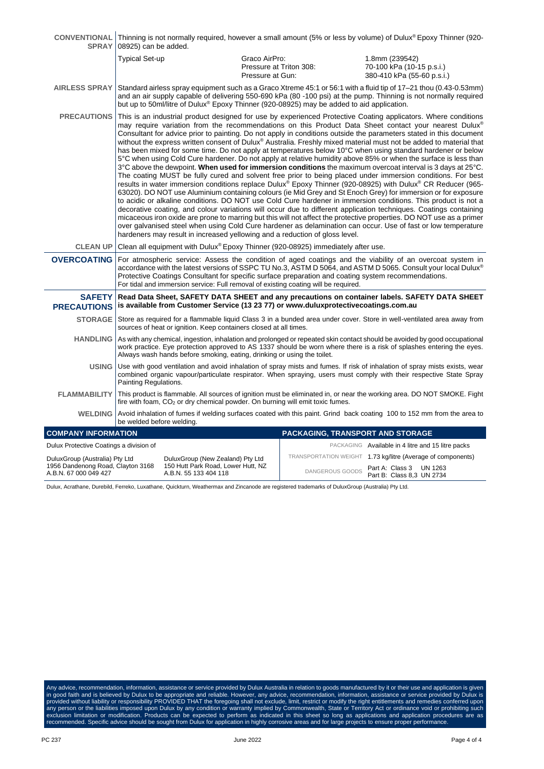| | |
|---|---|
| **CONVENTIONAL SPRAY** | Thinning is not normally required, however a small amount (5% or less by volume) of Dulux® Epoxy Thinner (920-08925) can be added.<br>Typical Set-up — Graco AirPro: 1.8mm (239542); Pressure at Triton 308: 70-100 kPa (10-15 p.s.i.); Pressure at Gun: 380-410 kPa (55-60 p.s.i.) |
| **AIRLESS SPRAY** | Standard airless spray equipment such as a Graco Xtreme 45:1 or 56:1 with a fluid tip of 17–21 thou (0.43-0.53mm) and an air supply capable of delivering 550-690 kPa (80 -100 psi) at the pump. Thinning is not normally required but up to 50ml/litre of Dulux® Epoxy Thinner (920-08925) may be added to aid application. |
| **PRECAUTIONS** | This is an industrial product designed for use by experienced Protective Coating applicators. Where conditions may require variation from the recommendations on this Product Data Sheet contact your nearest Dulux® Consultant for advice prior to painting. Do not apply in conditions outside the parameters stated in this document without the express written consent of Dulux® Australia. Freshly mixed material must not be added to material that has been mixed for some time. Do not apply at temperatures below 10°C when using standard hardener or below 5°C when using Cold Cure hardener. Do not apply at relative humidity above 85% or when the surface is less than 3°C above the dewpoint. **When used for immersion conditions** the maximum overcoat interval is 3 days at 25°C. The coating MUST be fully cured and solvent free prior to being placed under immersion conditions. For best results in water immersion conditions replace Dulux® Epoxy Thinner (920-08925) with Dulux® CR Reducer (965-63020). DO NOT use Aluminium containing colours (ie Mid Grey and St Enoch Grey) for immersion or for exposure to acidic or alkaline conditions. DO NOT use Cold Cure hardener in immersion conditions. This product is not a decorative coating, and colour variations will occur due to different application techniques. Coatings containing micaceous iron oxide are prone to marring but this will not affect the protective properties. DO NOT use as a primer over galvanised steel when using Cold Cure hardener as delamination can occur. Use of fast or low temperature hardeners may result in increased yellowing and a reduction of gloss level. |
| **CLEAN UP** | Clean all equipment with Dulux® Epoxy Thinner (920-08925) immediately after use. |
| **OVERCOATING** | For atmospheric service: Assess the condition of aged coatings and the viability of an overcoat system in accordance with the latest versions of SSPC TU No.3, ASTM D 5064, and ASTM D 5065. Consult your local Dulux® Protective Coatings Consultant for specific surface preparation and coating system recommendations.<br>For tidal and immersion service: Full removal of existing coating will be required. |
| **SAFETY PRECAUTIONS** | **Read Data Sheet, SAFETY DATA SHEET and any precautions on container labels. SAFETY DATA SHEET is available from Customer Service (13 23 77) or www.duluxprotectivecoatings.com.au** |
| **STORAGE** | Store as required for a flammable liquid Class 3 in a bunded area under cover. Store in well-ventilated area away from sources of heat or ignition. Keep containers closed at all times. |
| **HANDLING** | As with any chemical, ingestion, inhalation and prolonged or repeated skin contact should be avoided by good occupational work practice. Eye protection approved to AS 1337 should be worn where there is a risk of splashes entering the eyes. Always wash hands before smoking, eating, drinking or using the toilet. |
| **USING** | Use with good ventilation and avoid inhalation of spray mists and fumes. If risk of inhalation of spray mists exists, wear combined organic vapour/particulate respirator. When spraying, users must comply with their respective State Spray Painting Regulations. |
| **FLAMMABILITY** | This product is flammable. All sources of ignition must be eliminated in, or near the working area. DO NOT SMOKE. Fight fire with foam, $CO_2$ or dry chemical powder. On burning will emit toxic fumes. |
| **WELDING** | Avoid inhalation of fumes if welding surfaces coated with this paint. Grind back coating 100 to 152 mm from the area to be welded before welding. |

## COMPANY INFORMATION

Dulux Protective Coatings a division of

DuluxGroup (Australia) Pty Ltd
1956 Dandenong Road, Clayton 3168
A.B.N. 67 000 049 427

DuluxGroup (New Zealand) Pty Ltd
150 Hutt Park Road, Lower Hutt, NZ
A.B.N. 55 133 404 118

## PACKAGING, TRANSPORT AND STORAGE

| | |
|---|---|
| PACKAGING | Available in 4 litre and 15 litre packs |
| TRANSPORTATION WEIGHT | 1.73 kg/litre (Average of components) |
| DANGEROUS GOODS | Part A: Class 3 UN 1263<br>Part B: Class 8,3 UN 2734 |

Dulux, Acrathane, Durebild, Ferreko, Luxathane, Quickturn, Weathermax and Zincanode are registered trademarks of DuluxGroup (Australia) Pty Ltd.

Any advice, recommendation, information, assistance or service provided by Dulux Australia in relation to goods manufactured by it or their use and application is given in good faith and is believed by Dulux to be appropriate and reliable. However, any advice, recommendation, information, assistance or service provided by Dulux is provided without liability or responsibility PROVIDED THAT the foregoing shall not exclude, limit, restrict or modify the right entitlements and remedies conferred upon any person or the liabilities imposed upon Dulux by any condition or warranty implied by Commonwealth, State or Territory Act or ordinance void or prohibiting such exclusion limitation or modification. Products can be expected to perform as indicated in this sheet so long as applications and application procedures are as recommended. Specific advice should be sought from Dulux for application in highly corrosive areas and for large projects to ensure proper performance.

PC 237 June 2022